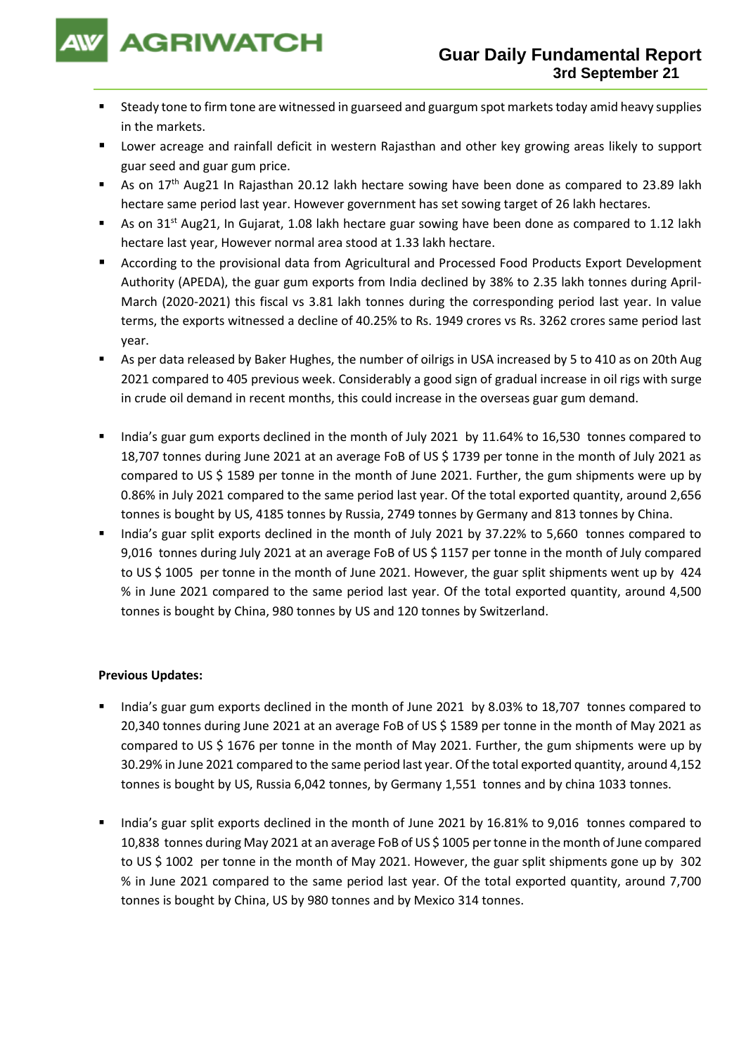# Guar Daily Fundamental Report

## 3rd September 21

- Steady tone to firm tone are witnessed in guarseed and guargum spot markets today amid heavy supplies in the markets.
- Lower acreage and rainfall deficit in western Rajasthan and other key growing areas likely to support guar seed and guar gum price.
- As on 17th Aug21 In Rajasthan 20.12 lakh hectare sowing have been done as compared to 23.89 lakh hectare same period last year. However government has set sowing target of 26 lakh hectares.
- As on 31st Aug21, In Gujarat, 1.08 lakh hectare guar sowing have been done as compared to 1.12 lakh hectare last year, However normal area stood at 1.33 lakh hectare.
- According to the provisional data from Agricultural and Processed Food Products Export Development Authority (APEDA), the guar gum exports from India declined by 38% to 2.35 lakh tonnes during April-March (2020-2021) this fiscal vs 3.81 lakh tonnes during the corresponding period last year. In value terms, the exports witnessed a decline of 40.25% to Rs. 1949 crores vs Rs. 3262 crores same period last year.
- As per data released by Baker Hughes, the number of oilrigs in USA increased by 5 to 410 as on 20th Aug 2021 compared to 405 previous week. Considerably a good sign of gradual increase in oil rigs with surge in crude oil demand in recent months, this could increase in the overseas guar gum demand.
- India's guar gum exports declined in the month of July 2021 by 11.64% to 16,530 tonnes compared to 18,707 tonnes during June 2021 at an average FoB of US $ 1739 per tonne in the month of July 2021 as compared to US $ 1589 per tonne in the month of June 2021. Further, the gum shipments were up by 0.86% in July 2021 compared to the same period last year. Of the total exported quantity, around 2,656 tonnes is bought by US, 4185 tonnes by Russia, 2749 tonnes by Germany and 813 tonnes by China.
- India's guar split exports declined in the month of July 2021 by 37.22% to 5,660 tonnes compared to 9,016 tonnes during July 2021 at an average FoB of US $ 1157 per tonne in the month of July compared to US $ 1005 per tonne in the month of June 2021. However, the guar split shipments went up by 424 % in June 2021 compared to the same period last year. Of the total exported quantity, around 4,500 tonnes is bought by China, 980 tonnes by US and 120 tonnes by Switzerland.

**Previous Updates:**

- India's guar gum exports declined in the month of June 2021 by 8.03% to 18,707 tonnes compared to 20,340 tonnes during June 2021 at an average FoB of US $ 1589 per tonne in the month of May 2021 as compared to US $ 1676 per tonne in the month of May 2021. Further, the gum shipments were up by 30.29% in June 2021 compared to the same period last year. Of the total exported quantity, around 4,152 tonnes is bought by US, Russia 6,042 tonnes, by Germany 1,551 tonnes and by china 1033 tonnes.
- India's guar split exports declined in the month of June 2021 by 16.81% to 9,016 tonnes compared to 10,838 tonnes during May 2021 at an average FoB of US $ 1005 per tonne in the month of June compared to US $ 1002 per tonne in the month of May 2021. However, the guar split shipments gone up by 302 % in June 2021 compared to the same period last year. Of the total exported quantity, around 7,700 tonnes is bought by China, US by 980 tonnes and by Mexico 314 tonnes.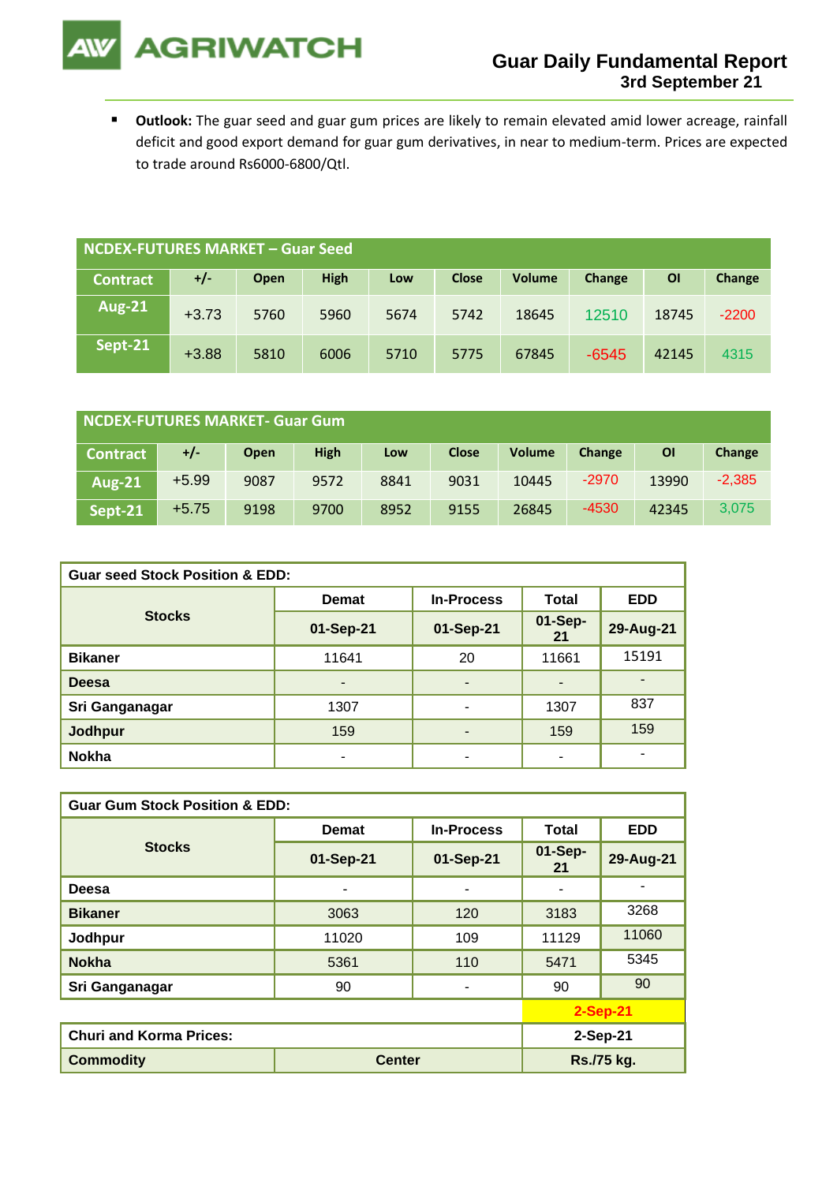- **Outlook:** The guar seed and guar gum prices are likely to remain elevated amid lower acreage, rainfall deficit and good export demand for guar gum derivatives, in near to medium-term. Prices are expected to trade around Rs6000-6800/Qtl.

| NCDEX-FUTURES MARKET – Guar Seed | | | | | | | | | |
|---|---|---|---|---|---|---|---|---|---|
| Contract | +/- | Open | High | Low | Close | Volume | Change | OI | Change |
| Aug-21 | +3.73 | 5760 | 5960 | 5674 | 5742 | 18645 | 12510 | 18745 | -2200 |
| Sept-21 | +3.88 | 5810 | 6006 | 5710 | 5775 | 67845 | -6545 | 42145 | 4315 |

| NCDEX-FUTURES MARKET- Guar Gum | | | | | | | | | |
|---|---|---|---|---|---|---|---|---|---|
| Contract | +/- | Open | High | Low | Close | Volume | Change | OI | Change |
| Aug-21 | +5.99 | 9087 | 9572 | 8841 | 9031 | 10445 | -2970 | 13990 | -2,385 |
| Sept-21 | +5.75 | 9198 | 9700 | 8952 | 9155 | 26845 | -4530 | 42345 | 3,075 |

| Guar seed Stock Position & EDD: | | | | |
|---|---|---|---|---|
| Stocks | Demat | In-Process | Total | EDD |
| | 01-Sep-21 | 01-Sep-21 | 01-Sep-21 | 29-Aug-21 |
| Bikaner | 11641 | 20 | 11661 | 15191 |
| Deesa | - | - | - | - |
| Sri Ganganagar | 1307 | - | 1307 | 837 |
| Jodhpur | 159 | - | 159 | 159 |
| Nokha | - | - | - | - |

| Guar Gum Stock Position & EDD: | | | | |
|---|---|---|---|---|
| Stocks | Demat | In-Process | Total | EDD |
| | 01-Sep-21 | 01-Sep-21 | 01-Sep-21 | 29-Aug-21 |
| Deesa | - | - | - | - |
| Bikaner | 3063 | 120 | 3183 | 3268 |
| Jodhpur | 11020 | 109 | 11129 | 11060 |
| Nokha | 5361 | 110 | 5471 | 5345 |
| Sri Ganganagar | 90 | - | 90 | 90 |

| | | 2-Sep-21 |
|---|---|---|
| Churi and Korma Prices: | | 2-Sep-21 |
| Commodity | Center | Rs./75 kg. |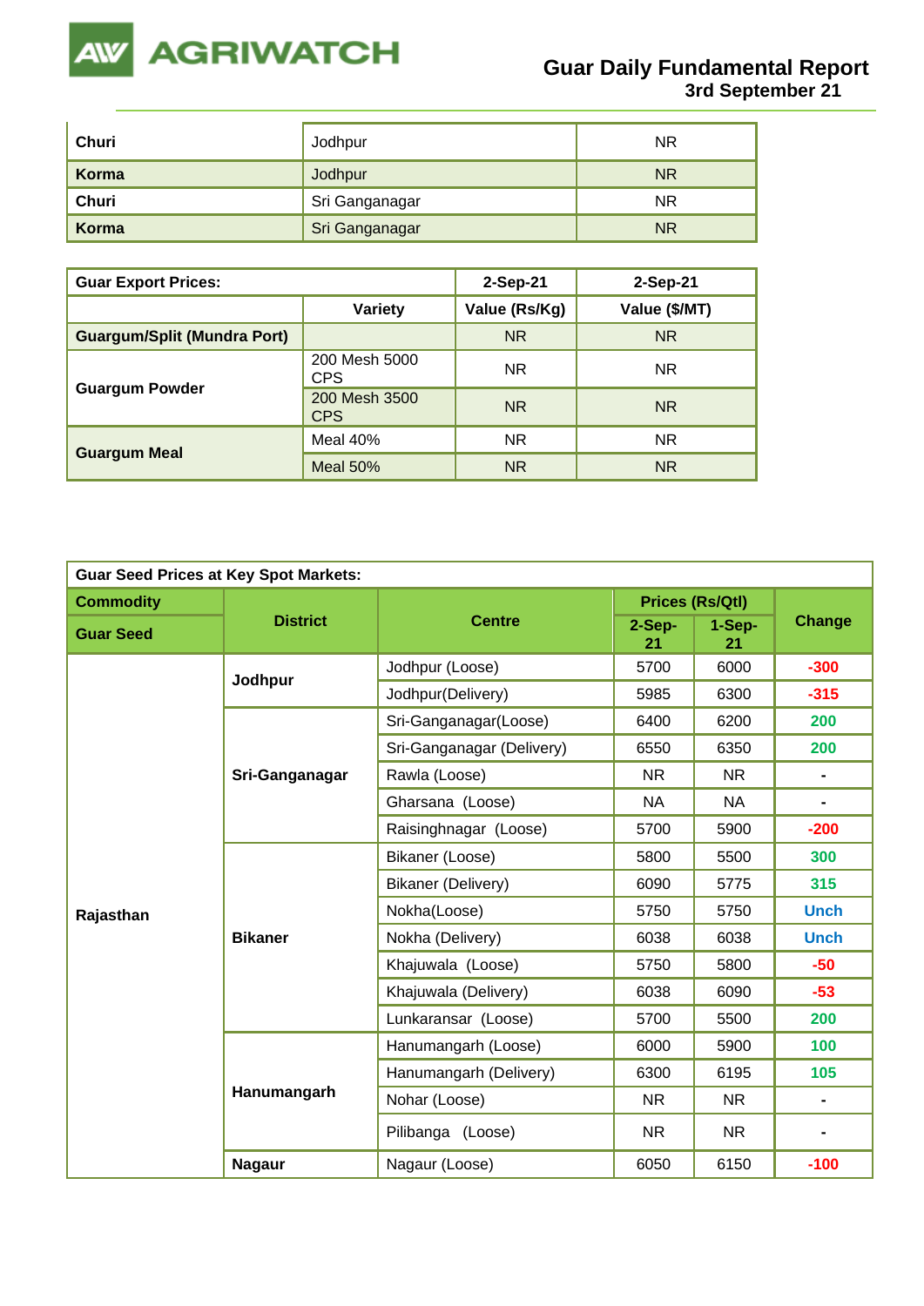| | | |
|---|---|---|
| **Churi** | Jodhpur | NR |
| **Korma** | Jodhpur | NR |
| **Churi** | Sri Ganganagar | NR |
| **Korma** | Sri Ganganagar | NR |

| **Guar Export Prices:** | | **2-Sep-21** | **2-Sep-21** |
|---|---|---|---|
| | **Variety** | **Value (Rs/Kg)** | **Value ($/MT)** |
| **Guargum/Split (Mundra Port)** | | NR | NR |
| **Guargum Powder** | 200 Mesh 5000 CPS | NR | NR |
| | 200 Mesh 3500 CPS | NR | NR |
| **Guargum Meal** | Meal 40% | NR | NR |
| | Meal 50% | NR | NR |

| **Guar Seed Prices at Key Spot Markets:** | | | | | |
|---|---|---|---|---|---|
| **Commodity** | **District** | **Centre** | **Prices (Rs/Qtl)** | | **Change** |
| **Guar Seed** | | | **2-Sep-21** | **1-Sep-21** | |
| **Rajasthan** | **Jodhpur** | Jodhpur (Loose) | 5700 | 6000 | -300 |
| | | Jodhpur(Delivery) | 5985 | 6300 | -315 |
| | **Sri-Ganganagar** | Sri-Ganganagar(Loose) | 6400 | 6200 | 200 |
| | | Sri-Ganganagar (Delivery) | 6550 | 6350 | 200 |
| | | Rawla (Loose) | NR | NR | - |
| | | Gharsana (Loose) | NA | NA | - |
| | | Raisinghnagar (Loose) | 5700 | 5900 | -200 |
| | **Bikaner** | Bikaner (Loose) | 5800 | 5500 | 300 |
| | | Bikaner (Delivery) | 6090 | 5775 | 315 |
| | | Nokha(Loose) | 5750 | 5750 | Unch |
| | | Nokha (Delivery) | 6038 | 6038 | Unch |
| | | Khajuwala (Loose) | 5750 | 5800 | -50 |
| | | Khajuwala (Delivery) | 6038 | 6090 | -53 |
| | | Lunkaransar (Loose) | 5700 | 5500 | 200 |
| | **Hanumangarh** | Hanumangarh (Loose) | 6000 | 5900 | 100 |
| | | Hanumangarh (Delivery) | 6300 | 6195 | 105 |
| | | Nohar (Loose) | NR | NR | - |
| | | Pilibanga (Loose) | NR | NR | - |
| | **Nagaur** | Nagaur (Loose) | 6050 | 6150 | -100 |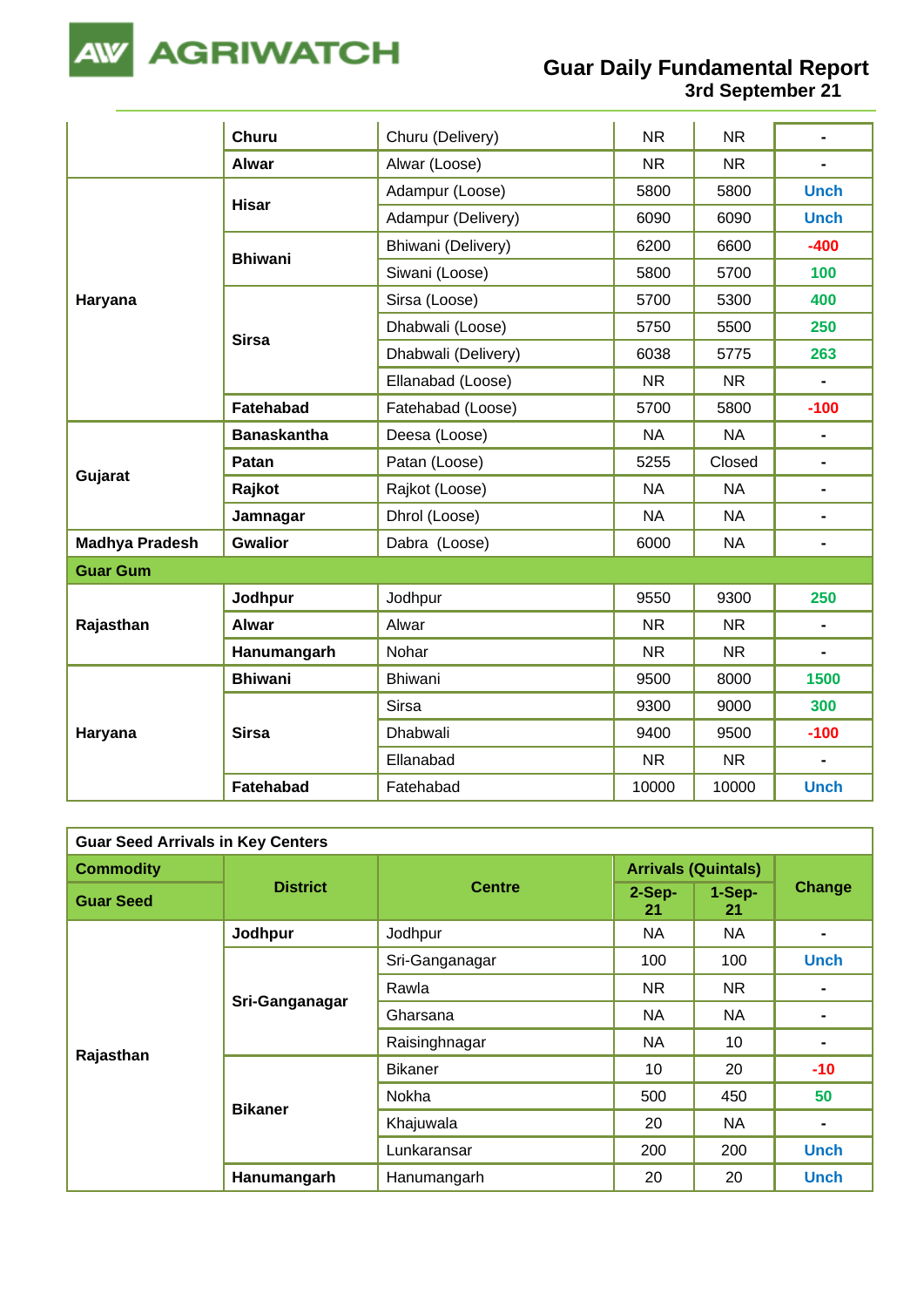| | | | | | |
|---|---|---|---|---|---|
| | Churu | Churu (Delivery) | NR | NR | - |
| | Alwar | Alwar (Loose) | NR | NR | - |
| Haryana | Hisar | Adampur (Loose) | 5800 | 5800 | Unch |
| | | Adampur (Delivery) | 6090 | 6090 | Unch |
| | Bhiwani | Bhiwani (Delivery) | 6200 | 6600 | -400 |
| | | Siwani (Loose) | 5800 | 5700 | 100 |
| | Sirsa | Sirsa (Loose) | 5700 | 5300 | 400 |
| | | Dhabwali (Loose) | 5750 | 5500 | 250 |
| | | Dhabwali (Delivery) | 6038 | 5775 | 263 |
| | | Ellanabad (Loose) | NR | NR | - |
| | Fatehabad | Fatehabad (Loose) | 5700 | 5800 | -100 |
| Gujarat | Banaskantha | Deesa (Loose) | NA | NA | - |
| | Patan | Patan (Loose) | 5255 | Closed | - |
| | Rajkot | Rajkot (Loose) | NA | NA | - |
| | Jamnagar | Dhrol (Loose) | NA | NA | - |
| Madhya Pradesh | Gwalior | Dabra (Loose) | 6000 | NA | - |
| **Guar Gum** | | | | | |
| Rajasthan | Jodhpur | Jodhpur | 9550 | 9300 | 250 |
| | Alwar | Alwar | NR | NR | - |
| | Hanumangarh | Nohar | NR | NR | - |
| Haryana | Bhiwani | Bhiwani | 9500 | 8000 | 1500 |
| | Sirsa | Sirsa | 9300 | 9000 | 300 |
| | | Dhabwali | 9400 | 9500 | -100 |
| | | Ellanabad | NR | NR | - |
| | Fatehabad | Fatehabad | 10000 | 10000 | Unch |

| Guar Seed Arrivals in Key Centers | | | | | |
|---|---|---|---|---|---|
| Commodity | District | Centre | Arrivals (Quintals) | | Change |
| Guar Seed | | | 2-Sep-21 | 1-Sep-21 | |
| Rajasthan | Jodhpur | Jodhpur | NA | NA | - |
| | Sri-Ganganagar | Sri-Ganganagar | 100 | 100 | Unch |
| | | Rawla | NR | NR | - |
| | | Gharsana | NA | NA | - |
| | | Raisinghnagar | NA | 10 | - |
| | Bikaner | Bikaner | 10 | 20 | -10 |
| | | Nokha | 500 | 450 | 50 |
| | | Khajuwala | 20 | NA | - |
| | | Lunkaransar | 200 | 200 | Unch |
| | Hanumangarh | Hanumangarh | 20 | 20 | Unch |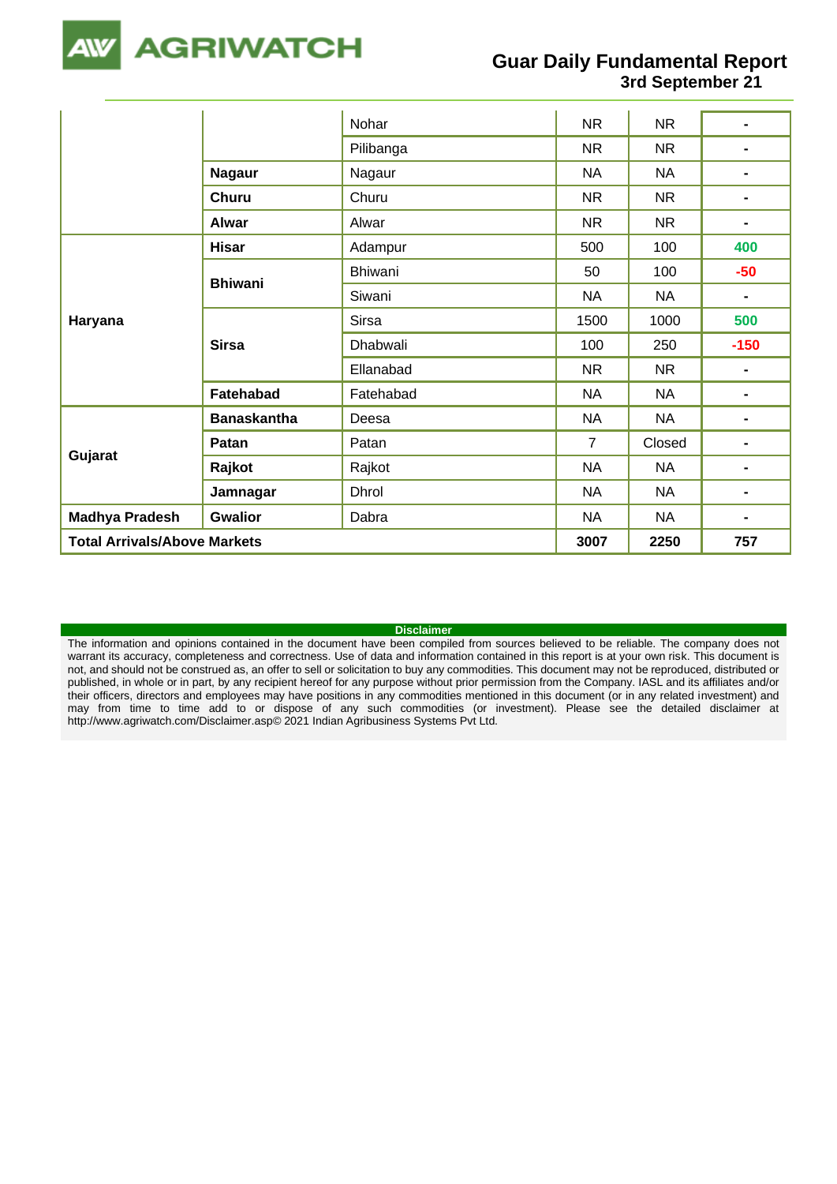# Guar Daily Fundamental Report
## 3rd September 21

| | | | | | |
|---|---|---|---|---|---|
| | | Nohar | NR | NR | - |
| | | Pilibanga | NR | NR | - |
| | **Nagaur** | Nagaur | NA | NA | - |
| | **Churu** | Churu | NR | NR | - |
| | **Alwar** | Alwar | NR | NR | - |
| **Haryana** | **Hisar** | Adampur | 500 | 100 | 400 |
| | **Bhiwani** | Bhiwani | 50 | 100 | -50 |
| | | Siwani | NA | NA | - |
| | **Sirsa** | Sirsa | 1500 | 1000 | 500 |
| | | Dhabwali | 100 | 250 | -150 |
| | | Ellanabad | NR | NR | - |
| | **Fatehabad** | Fatehabad | NA | NA | - |
| **Gujarat** | **Banaskantha** | Deesa | NA | NA | - |
| | **Patan** | Patan | 7 | Closed | - |
| | **Rajkot** | Rajkot | NA | NA | - |
| | **Jamnagar** | Dhrol | NA | NA | - |
| **Madhya Pradesh** | **Gwalior** | Dabra | NA | NA | - |
| **Total Arrivals/Above Markets** | | | **3007** | **2250** | **757** |

**Disclaimer**

The information and opinions contained in the document have been compiled from sources believed to be reliable. The company does not warrant its accuracy, completeness and correctness. Use of data and information contained in this report is at your own risk. This document is not, and should not be construed as, an offer to sell or solicitation to buy any commodities. This document may not be reproduced, distributed or published, in whole or in part, by any recipient hereof for any purpose without prior permission from the Company. IASL and its affiliates and/or their officers, directors and employees may have positions in any commodities mentioned in this document (or in any related investment) and may from time to time add to or dispose of any such commodities (or investment). Please see the detailed disclaimer at http://www.agriwatch.com/Disclaimer.asp© 2021 Indian Agribusiness Systems Pvt Ltd.